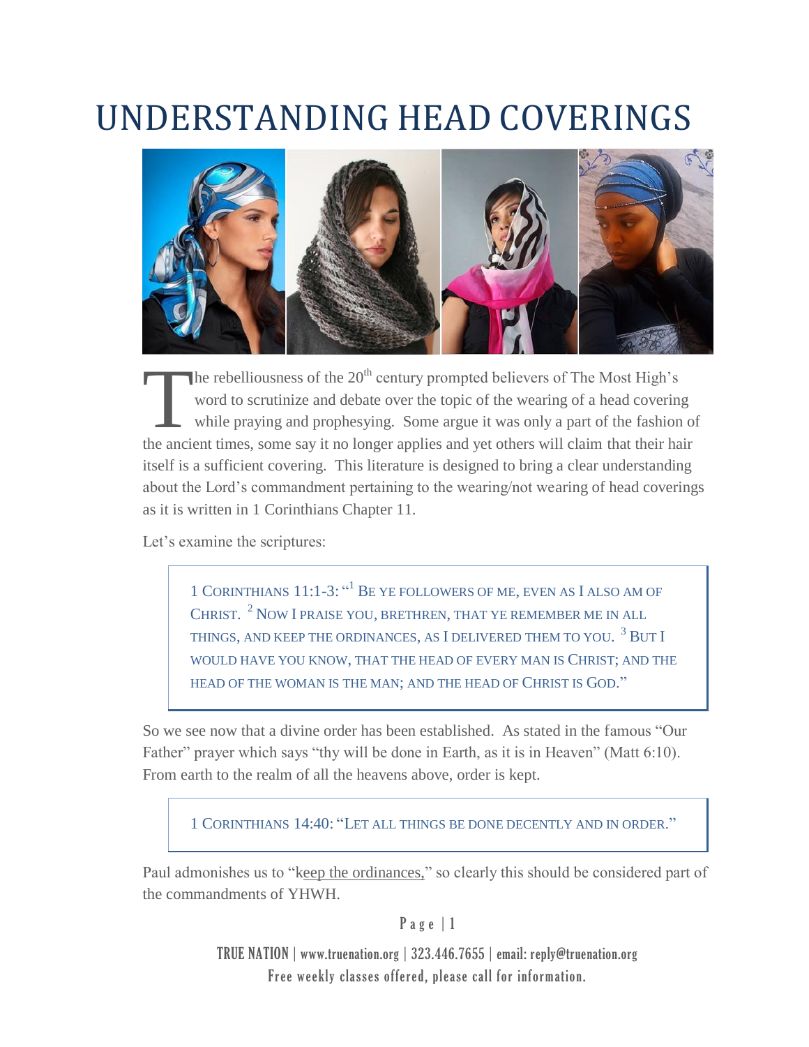# UNDERSTANDING HEAD COVERINGS

The rebelliousness of the 20th century prompted believers of The Most High's word to scrutinize and debate over the topic of the wearing of a head covering while praying and prophesying. Some argue it was only a part of the fashion of the ancient times, some say it no longer applies and yet others will claim that their hair itself is a sufficient covering. This literature is designed to bring a clear understanding about the Lord's commandment pertaining to the wearing/not wearing of head coverings as it is written in 1 Corinthians Chapter 11.

Let's examine the scriptures:

> 1 CORINTHIANS 11:1-3: "[1] BE YE FOLLOWERS OF ME, EVEN AS I ALSO AM OF CHRIST. [2] NOW I PRAISE YOU, BRETHREN, THAT YE REMEMBER ME IN ALL THINGS, AND KEEP THE ORDINANCES, AS I DELIVERED THEM TO YOU. [3] BUT I WOULD HAVE YOU KNOW, THAT THE HEAD OF EVERY MAN IS CHRIST; AND THE HEAD OF THE WOMAN IS THE MAN; AND THE HEAD OF CHRIST IS GOD."

So we see now that a divine order has been established. As stated in the famous "Our Father" prayer which says "thy will be done in Earth, as it is in Heaven" (Matt 6:10). From earth to the realm of all the heavens above, order is kept.

> 1 CORINTHIANS 14:40: "LET ALL THINGS BE DONE DECENTLY AND IN ORDER."

Paul admonishes us to "keep the ordinances," so clearly this should be considered part of the commandments of YHWH.

TRUE NATION | www.truenation.org | 323.446.7655 | email: reply@truenation.org
Free weekly classes offered, please call for information.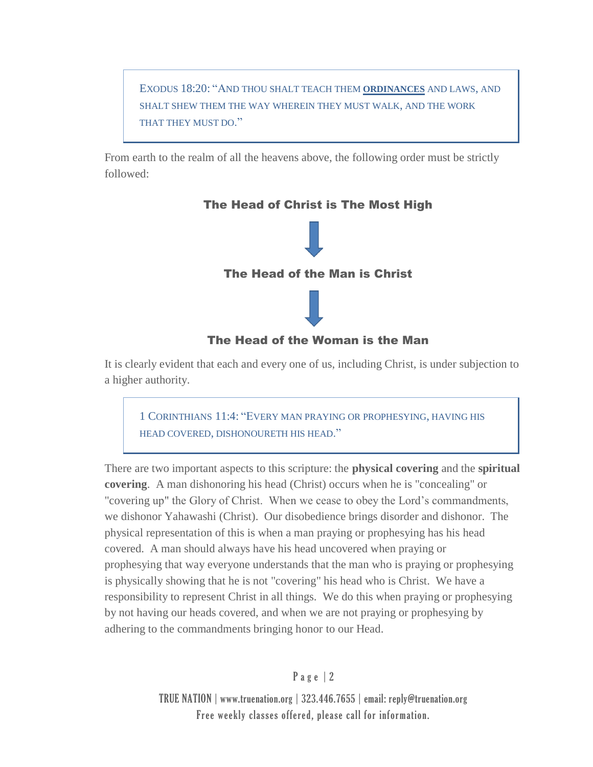> EXODUS 18:20: "AND THOU SHALT TEACH THEM **ORDINANCES** AND LAWS, AND SHALT SHEW THEM THE WAY WHEREIN THEY MUST WALK, AND THE WORK THAT THEY MUST DO."

From earth to the realm of all the heavens above, the following order must be strictly followed:

**The Head of Christ is The Most High**

↓

**The Head of the Man is Christ**

↓

**The Head of the Woman is the Man**

It is clearly evident that each and every one of us, including Christ, is under subjection to a higher authority.

> 1 CORINTHIANS 11:4: "EVERY MAN PRAYING OR PROPHESYING, HAVING HIS HEAD COVERED, DISHONOURETH HIS HEAD."

There are two important aspects to this scripture: the **physical covering** and the **spiritual covering**. A man dishonoring his head (Christ) occurs when he is "concealing" or "covering up" the Glory of Christ. When we cease to obey the Lord's commandments, we dishonor Yahawashi (Christ). Our disobedience brings disorder and dishonor. The physical representation of this is when a man praying or prophesying has his head covered. A man should always have his head uncovered when praying or prophesying that way everyone understands that the man who is praying or prophesying is physically showing that he is not "covering" his head who is Christ. We have a responsibility to represent Christ in all things. We do this when praying or prophesying by not having our heads covered, and when we are not praying or prophesying by adhering to the commandments bringing honor to our Head.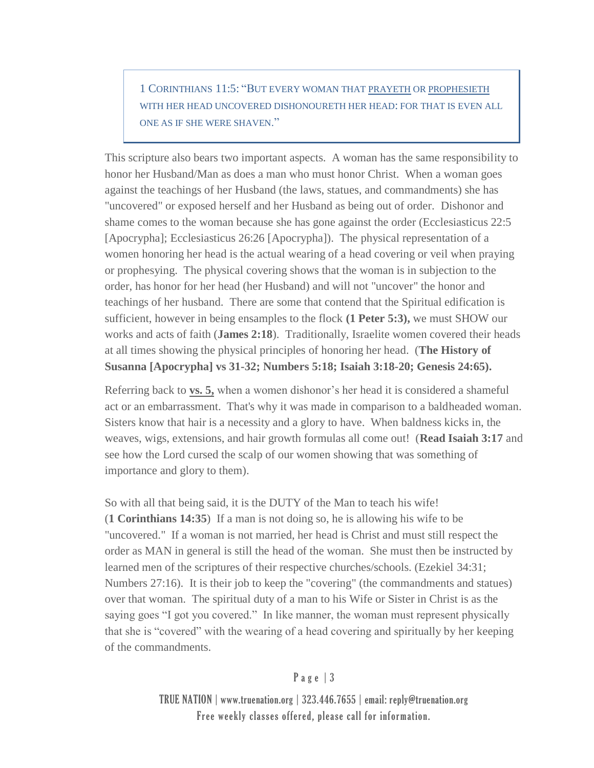> 1 CORINTHIANS 11:5: "BUT EVERY WOMAN THAT <u>PRAYETH</u> OR <u>PROPHESIETH</u> WITH HER HEAD UNCOVERED DISHONOURETH HER HEAD: FOR THAT IS EVEN ALL ONE AS IF SHE WERE SHAVEN."

This scripture also bears two important aspects. A woman has the same responsibility to honor her Husband/Man as does a man who must honor Christ. When a woman goes against the teachings of her Husband (the laws, statues, and commandments) she has "uncovered" or exposed herself and her Husband as being out of order. Dishonor and shame comes to the woman because she has gone against the order (Ecclesiasticus 22:5 [Apocrypha]; Ecclesiasticus 26:26 [Apocrypha]). The physical representation of a women honoring her head is the actual wearing of a head covering or veil when praying or prophesying. The physical covering shows that the woman is in subjection to the order, has honor for her head (her Husband) and will not "uncover" the honor and teachings of her husband. There are some that contend that the Spiritual edification is sufficient, however in being ensamples to the flock **(1 Peter 5:3),** we must SHOW our works and acts of faith (**James 2:18**). Traditionally, Israelite women covered their heads at all times showing the physical principles of honoring her head. (**The History of Susanna [Apocrypha] vs 31-32; Numbers 5:18; Isaiah 3:18-20; Genesis 24:65).**

Referring back to **<u>vs. 5,</u>** when a women dishonor's her head it is considered a shameful act or an embarrassment. That's why it was made in comparison to a baldheaded woman. Sisters know that hair is a necessity and a glory to have. When baldness kicks in, the weaves, wigs, extensions, and hair growth formulas all come out! (**Read Isaiah 3:17** and see how the Lord cursed the scalp of our women showing that was something of importance and glory to them).

So with all that being said, it is the DUTY of the Man to teach his wife! (**1 Corinthians 14:35**) If a man is not doing so, he is allowing his wife to be "uncovered." If a woman is not married, her head is Christ and must still respect the order as MAN in general is still the head of the woman. She must then be instructed by learned men of the scriptures of their respective churches/schools. (Ezekiel 34:31; Numbers 27:16). It is their job to keep the "covering" (the commandments and statues) over that woman. The spiritual duty of a man to his Wife or Sister in Christ is as the saying goes "I got you covered." In like manner, the woman must represent physically that she is "covered" with the wearing of a head covering and spiritually by her keeping of the commandments.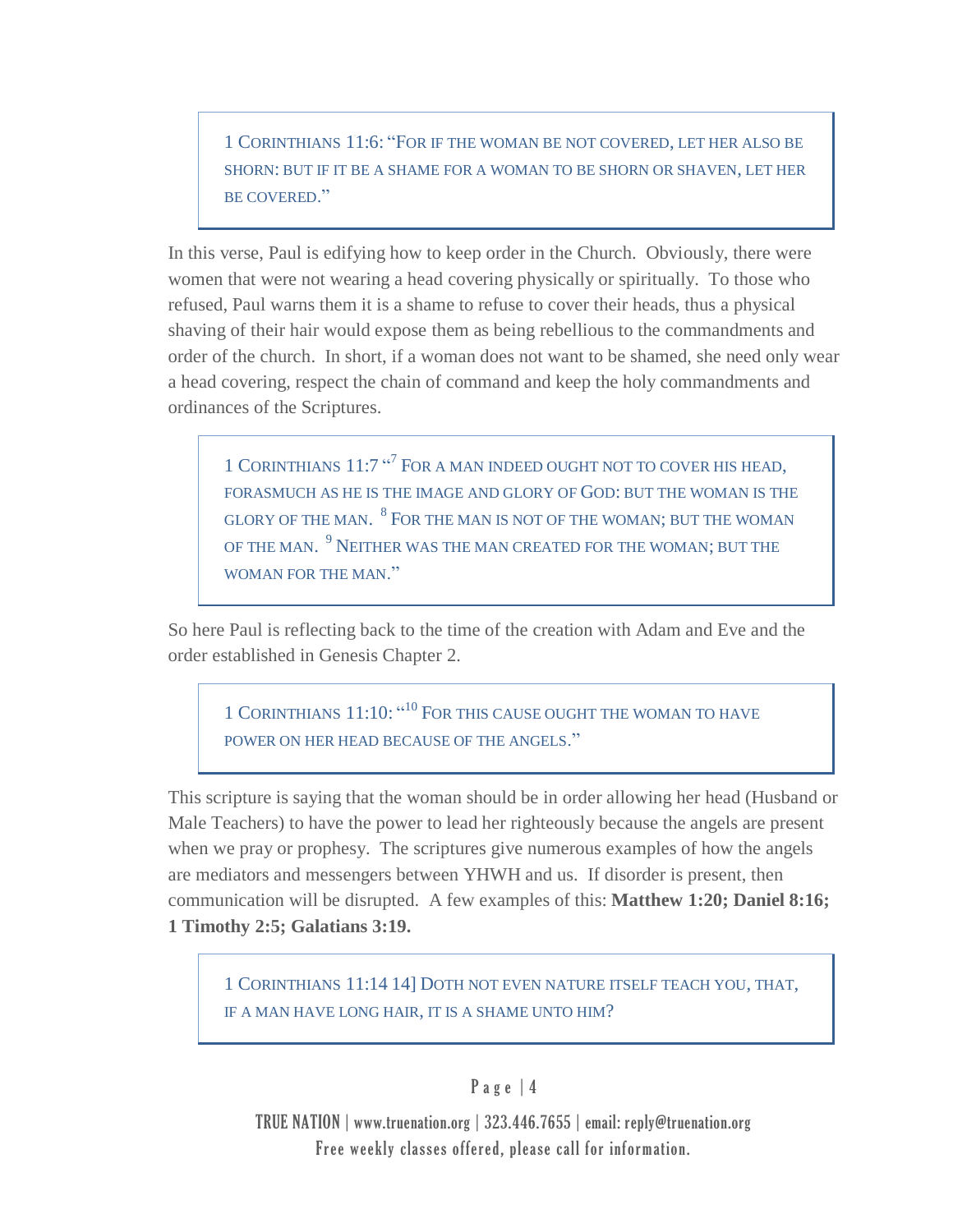> 1 CORINTHIANS 11:6: "FOR IF THE WOMAN BE NOT COVERED, LET HER ALSO BE SHORN: BUT IF IT BE A SHAME FOR A WOMAN TO BE SHORN OR SHAVEN, LET HER BE COVERED."

In this verse, Paul is edifying how to keep order in the Church. Obviously, there were women that were not wearing a head covering physically or spiritually. To those who refused, Paul warns them it is a shame to refuse to cover their heads, thus a physical shaving of their hair would expose them as being rebellious to the commandments and order of the church. In short, if a woman does not want to be shamed, she need only wear a head covering, respect the chain of command and keep the holy commandments and ordinances of the Scriptures.

> 1 CORINTHIANS 11:7 "[7] FOR A MAN INDEED OUGHT NOT TO COVER HIS HEAD, FORASMUCH AS HE IS THE IMAGE AND GLORY OF GOD: BUT THE WOMAN IS THE GLORY OF THE MAN. [8] FOR THE MAN IS NOT OF THE WOMAN; BUT THE WOMAN OF THE MAN. [9] NEITHER WAS THE MAN CREATED FOR THE WOMAN; BUT THE WOMAN FOR THE MAN."

So here Paul is reflecting back to the time of the creation with Adam and Eve and the order established in Genesis Chapter 2.

> 1 CORINTHIANS 11:10: "[10] FOR THIS CAUSE OUGHT THE WOMAN TO HAVE POWER ON HER HEAD BECAUSE OF THE ANGELS."

This scripture is saying that the woman should be in order allowing her head (Husband or Male Teachers) to have the power to lead her righteously because the angels are present when we pray or prophesy. The scriptures give numerous examples of how the angels are mediators and messengers between YHWH and us. If disorder is present, then communication will be disrupted. A few examples of this: **Matthew 1:20; Daniel 8:16; 1 Timothy 2:5; Galatians 3:19.**

> 1 CORINTHIANS 11:14 14] DOTH NOT EVEN NATURE ITSELF TEACH YOU, THAT, IF A MAN HAVE LONG HAIR, IT IS A SHAME UNTO HIM?

TRUE NATION | www.truenation.org | 323.446.7655 | email: reply@truenation.org
Free weekly classes offered, please call for information.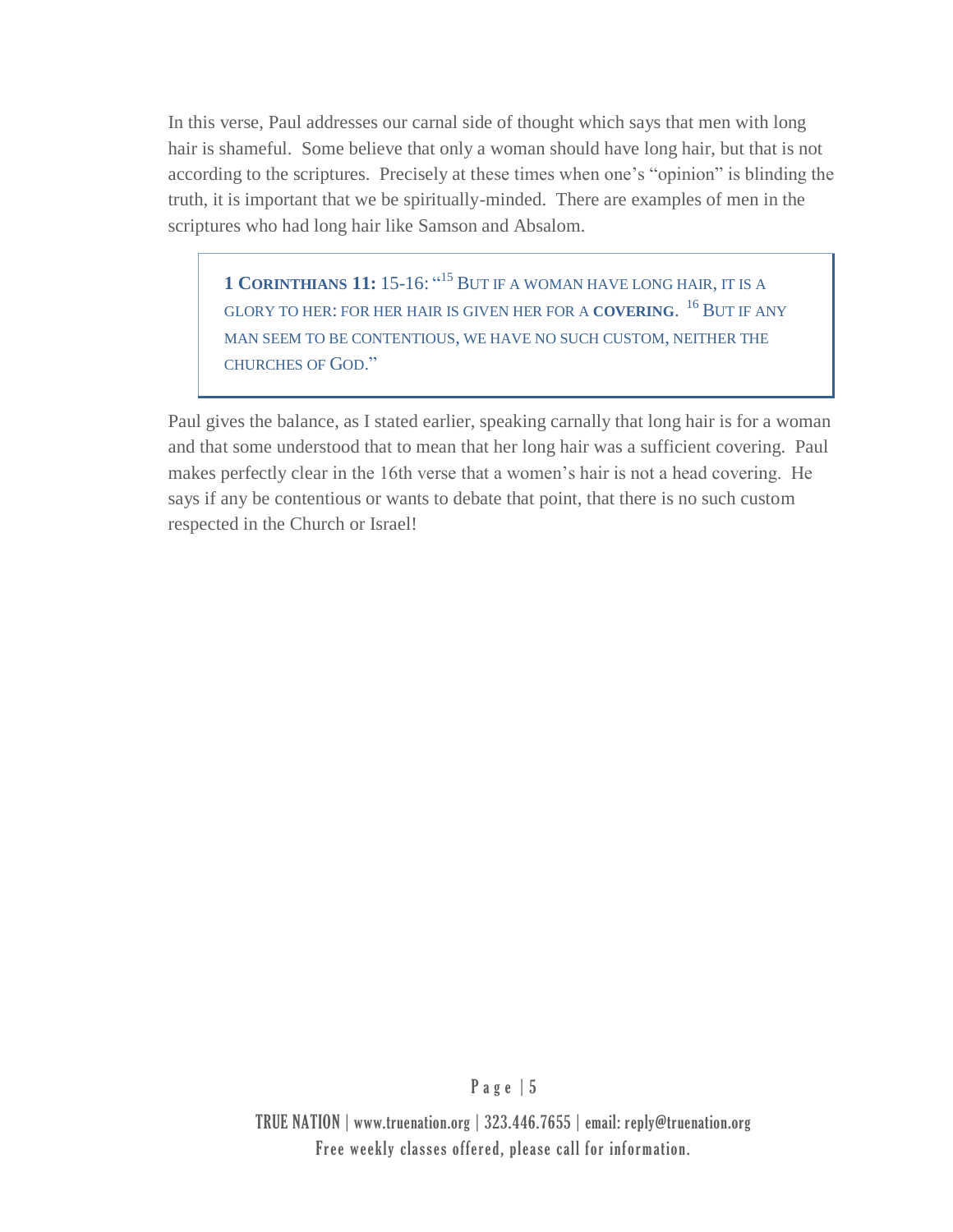In this verse, Paul addresses our carnal side of thought which says that men with long hair is shameful. Some believe that only a woman should have long hair, but that is not according to the scriptures. Precisely at these times when one's "opinion" is blinding the truth, it is important that we be spiritually-minded. There are examples of men in the scriptures who had long hair like Samson and Absalom.

> **1 CORINTHIANS 11:** 15-16: "[15] BUT IF A WOMAN HAVE LONG HAIR, IT IS A GLORY TO HER: FOR HER HAIR IS GIVEN HER FOR A **COVERING**. [16] BUT IF ANY MAN SEEM TO BE CONTENTIOUS, WE HAVE NO SUCH CUSTOM, NEITHER THE CHURCHES OF GOD."

Paul gives the balance, as I stated earlier, speaking carnally that long hair is for a woman and that some understood that to mean that her long hair was a sufficient covering. Paul makes perfectly clear in the 16th verse that a women's hair is not a head covering. He says if any be contentious or wants to debate that point, that there is no such custom respected in the Church or Israel!